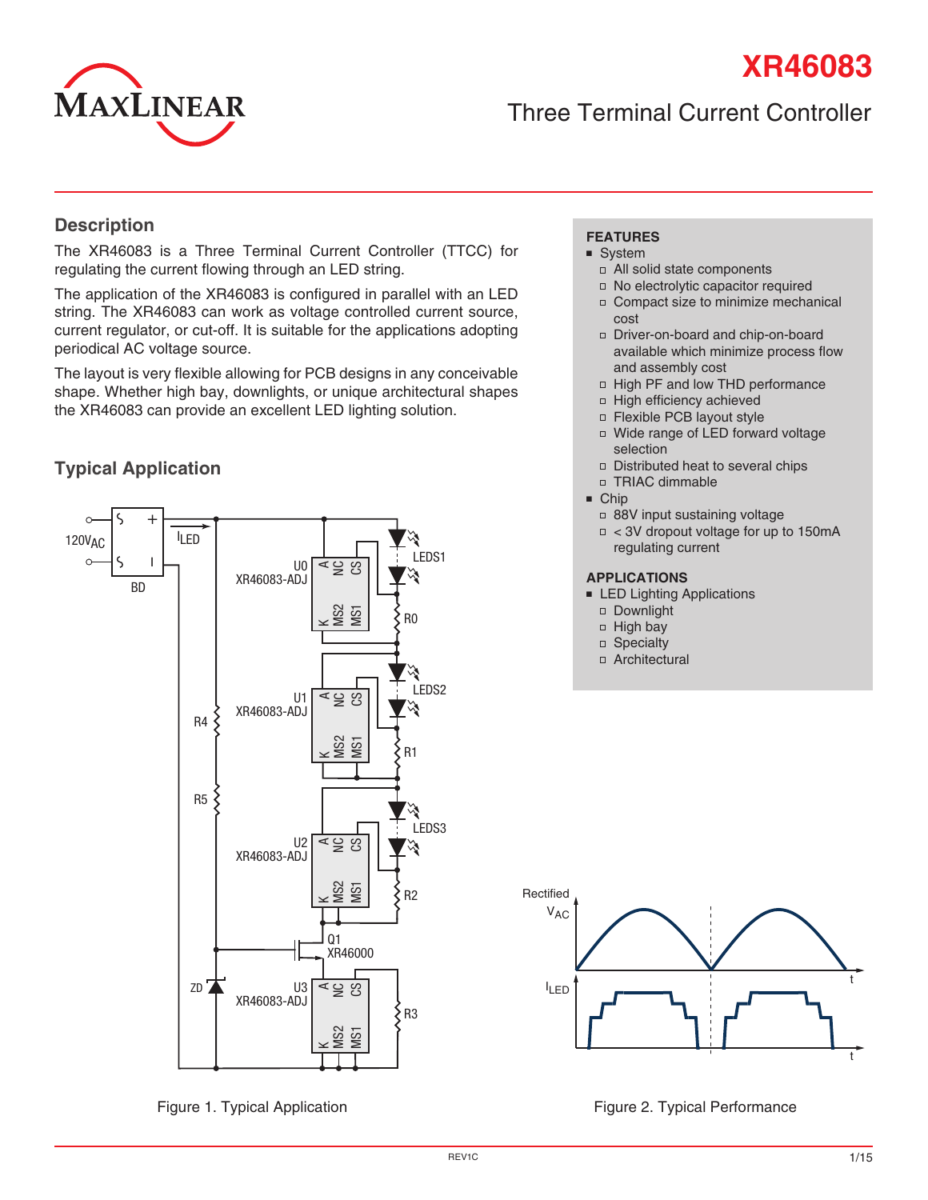# XR46083

## Three Terminal Current Controller

## Description

The XR46083 is a Three Terminal Current Controller (TTCC) for regulating the current flowing through an LED string.

The application of the XR46083 is configured in parallel with an LED string. The XR46083 can work as voltage controlled current source, current regulator, or cut-off. It is suitable for the applications adopting periodical AC voltage source.

The layout is very flexible allowing for PCB designs in any conceivable shape. Whether high bay, downlights, or unique architectural shapes the XR46083 can provide an excellent LED lighting solution.

## FEATURES

- System
  - All solid state components
  - No electrolytic capacitor required
  - Compact size to minimize mechanical cost
  - Driver-on-board and chip-on-board available which minimize process flow and assembly cost
  - High PF and low THD performance
  - High efficiency achieved
  - Flexible PCB layout style
  - Wide range of LED forward voltage selection
  - Distributed heat to several chips
  - TRIAC dimmable
- Chip
  - 88V input sustaining voltage
  - < 3V dropout voltage for up to 150mA regulating current

## APPLICATIONS

- LED Lighting Applications
  - Downlight
  - High bay
  - Specialty
  - Architectural

## Typical Application

Figure 1. Typical Application

Figure 2. Typical Performance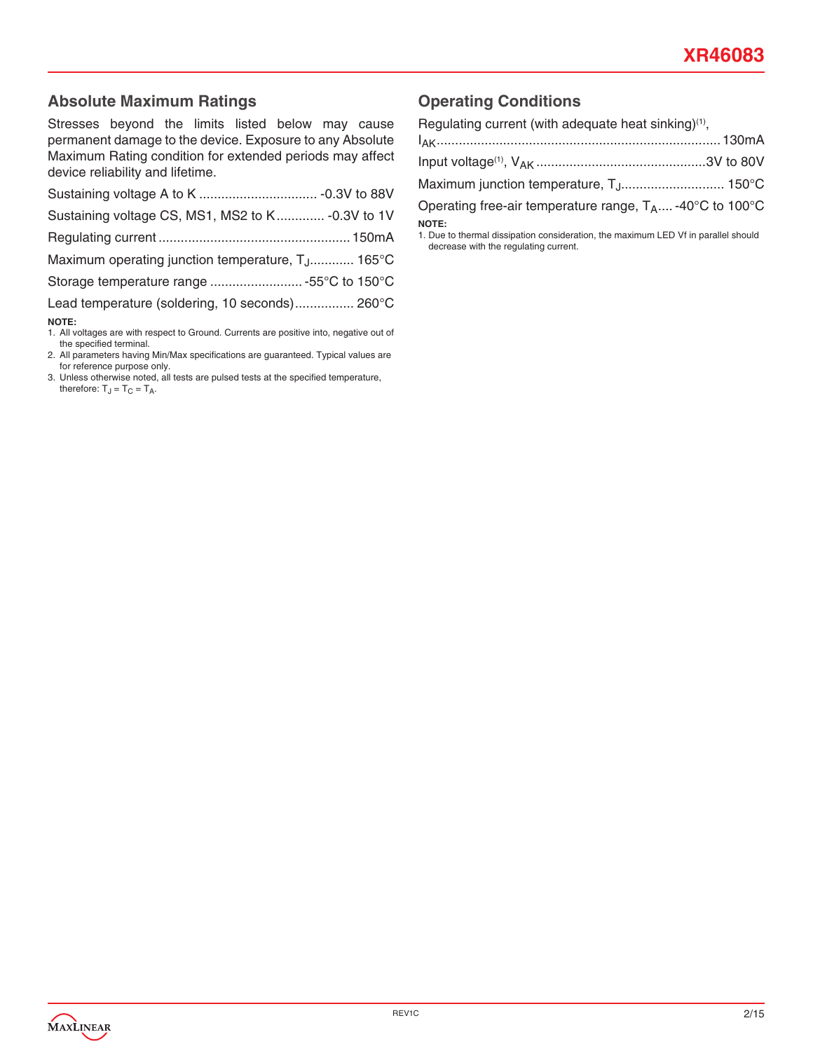## Absolute Maximum Ratings

Stresses beyond the limits listed below may cause permanent damage to the device. Exposure to any Absolute Maximum Rating condition for extended periods may affect device reliability and lifetime.

Sustaining voltage A to K ................................ -0.3V to 88V

Sustaining voltage CS, MS1, MS2 to K............. -0.3V to 1V

Regulating current .................................................. 150mA

Maximum operating junction temperature, $T_J$............ 165°C

Storage temperature range ......................... -55°C to 150°C

Lead temperature (soldering, 10 seconds)................ 260°C

**NOTE:**

1. All voltages are with respect to Ground. Currents are positive into, negative out of the specified terminal.
2. All parameters having Min/Max specifications are guaranteed. Typical values are for reference purpose only.
3. Unless otherwise noted, all tests are pulsed tests at the specified temperature, therefore: $T_J = T_C = T_A$.

## Operating Conditions

Regulating current (with adequate heat sinking)[1], $I_{AK}$............................................................................ 130mA

Input voltage[1], $V_{AK}$ .............................................3V to 80V

Maximum junction temperature, $T_J$............................ 150°C

Operating free-air temperature range, $T_A$.... -40°C to 100°C

**NOTE:**

1. Due to thermal dissipation consideration, the maximum LED Vf in parallel should decrease with the regulating current.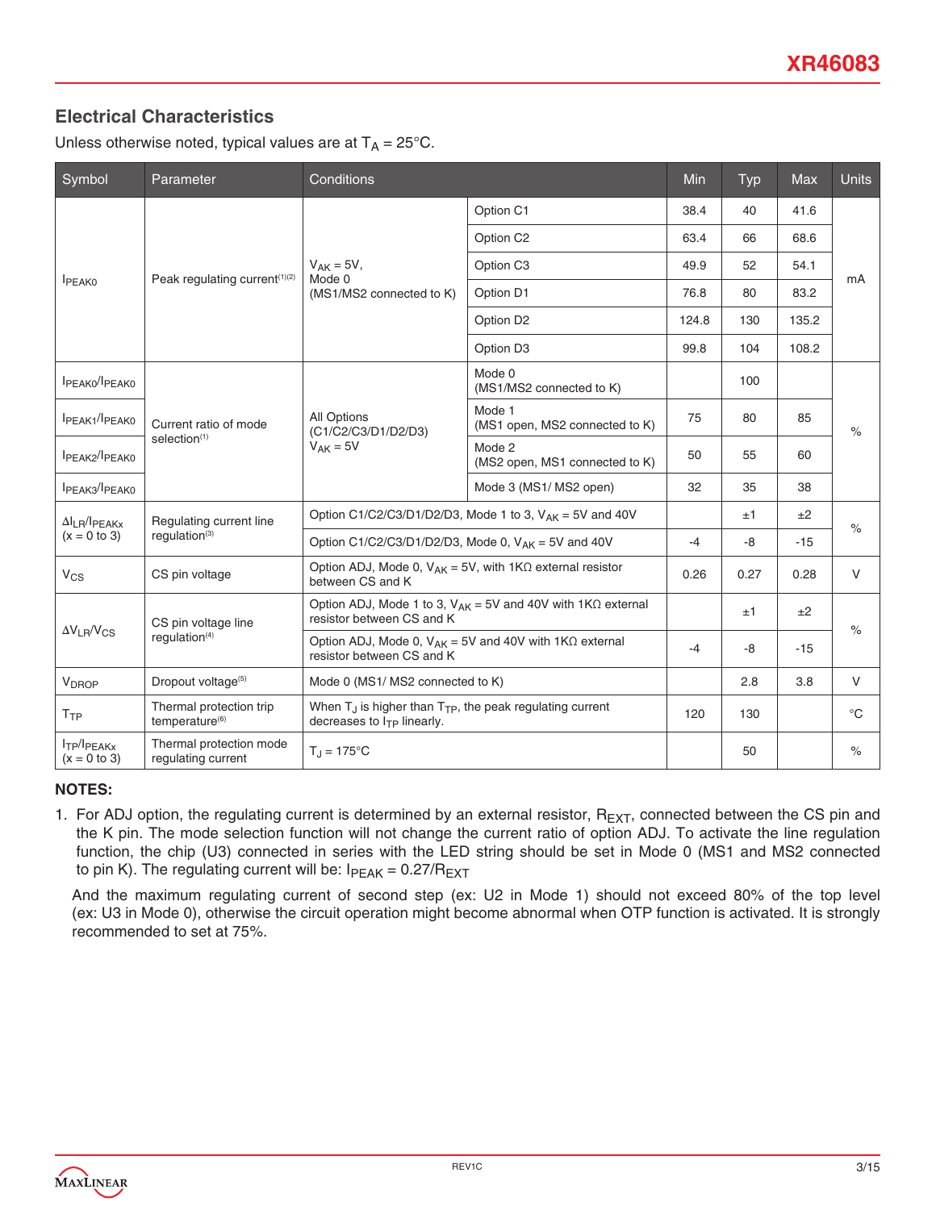## Electrical Characteristics

Unless otherwise noted, typical values are at $T_A$ = 25°C.

| Symbol | Parameter | Conditions | | Min | Typ | Max | Units |
|---|---|---|---|---|---|---|---|
| $I_{PEAK0}$ | Peak regulating current[(1)(2)] | $V_{AK}$ = 5V, Mode 0 (MS1/MS2 connected to K) | Option C1 | 38.4 | 40 | 41.6 | mA |
| | | | Option C2 | 63.4 | 66 | 68.6 | |
| | | | Option C3 | 49.9 | 52 | 54.1 | |
| | | | Option D1 | 76.8 | 80 | 83.2 | |
| | | | Option D2 | 124.8 | 130 | 135.2 | |
| | | | Option D3 | 99.8 | 104 | 108.2 | |
| $I_{PEAK0}/I_{PEAK0}$ | Current ratio of mode selection[(1)] | All Options (C1/C2/C3/D1/D2/D3) $V_{AK}$ = 5V | Mode 0 (MS1/MS2 connected to K) | | 100 | | % |
| $I_{PEAK1}/I_{PEAK0}$ | | | Mode 1 (MS1 open, MS2 connected to K) | 75 | 80 | 85 | |
| $I_{PEAK2}/I_{PEAK0}$ | | | Mode 2 (MS2 open, MS1 connected to K) | 50 | 55 | 60 | |
| $I_{PEAK3}/I_{PEAK0}$ | | | Mode 3 (MS1/ MS2 open) | 32 | 35 | 38 | |
| $\Delta I_{LR}/I_{PEAKx}$ (x = 0 to 3) | Regulating current line regulation[(3)] | Option C1/C2/C3/D1/D2/D3, Mode 1 to 3, $V_{AK}$ = 5V and 40V | | | ±1 | ±2 | % |
| | | Option C1/C2/C3/D1/D2/D3, Mode 0, $V_{AK}$ = 5V and 40V | | -4 | -8 | -15 | |
| $V_{CS}$ | CS pin voltage | Option ADJ, Mode 0, $V_{AK}$ = 5V, with 1KΩ external resistor between CS and K | | 0.26 | 0.27 | 0.28 | V |
| $\Delta V_{LR}/V_{CS}$ | CS pin voltage line regulation[(4)] | Option ADJ, Mode 1 to 3, $V_{AK}$ = 5V and 40V with 1KΩ external resistor between CS and K | | | ±1 | ±2 | % |
| | | Option ADJ, Mode 0, $V_{AK}$ = 5V and 40V with 1KΩ external resistor between CS and K | | -4 | -8 | -15 | |
| $V_{DROP}$ | Dropout voltage[(5)] | Mode 0 (MS1/ MS2 connected to K) | | | 2.8 | 3.8 | V |
| $T_{TP}$ | Thermal protection trip temperature[(6)] | When $T_J$ is higher than $T_{TP}$, the peak regulating current decreases to $I_{TP}$ linearly. | | 120 | 130 | | °C |
| $I_{TP}/I_{PEAKx}$ (x = 0 to 3) | Thermal protection mode regulating current | $T_J$ = 175°C | | | 50 | | % |

**NOTES:**

1. For ADJ option, the regulating current is determined by an external resistor, $R_{EXT}$, connected between the CS pin and the K pin. The mode selection function will not change the current ratio of option ADJ. To activate the line regulation function, the chip (U3) connected in series with the LED string should be set in Mode 0 (MS1 and MS2 connected to pin K). The regulating current will be: $I_{PEAK} = 0.27/R_{EXT}$

   And the maximum regulating current of second step (ex: U2 in Mode 1) should not exceed 80% of the top level (ex: U3 in Mode 0), otherwise the circuit operation might become abnormal when OTP function is activated. It is strongly recommended to set at 75%.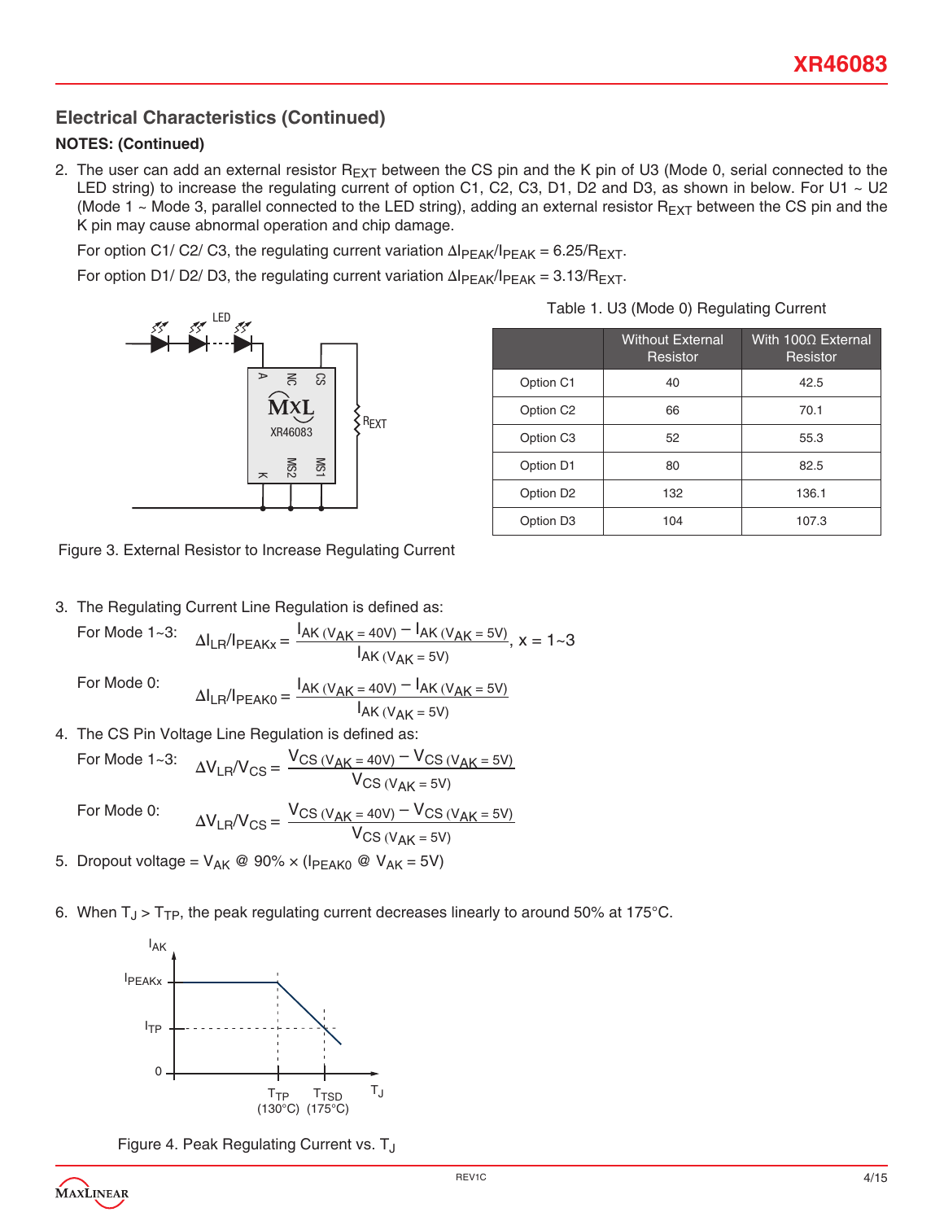## Electrical Characteristics (Continued)

**NOTES: (Continued)**

2. The user can add an external resistor $R_{EXT}$ between the CS pin and the K pin of U3 (Mode 0, serial connected to the LED string) to increase the regulating current of option C1, C2, C3, D1, D2 and D3, as shown in below. For U1 ~ U2 (Mode 1 ~ Mode 3, parallel connected to the LED string), adding an external resistor $R_{EXT}$ between the CS pin and the K pin may cause abnormal operation and chip damage.

   For option C1/ C2/ C3, the regulating current variation $\Delta I_{PEAK}/I_{PEAK} = 6.25/R_{EXT}$.

   For option D1/ D2/ D3, the regulating current variation $\Delta I_{PEAK}/I_{PEAK} = 3.13/R_{EXT}$.

Figure 3. External Resistor to Increase Regulating Current

Table 1. U3 (Mode 0) Regulating Current

| | Without External Resistor | With 100Ω External Resistor |
|---|---|---|
| Option C1 | 40 | 42.5 |
| Option C2 | 66 | 70.1 |
| Option C3 | 52 | 55.3 |
| Option D1 | 80 | 82.5 |
| Option D2 | 132 | 136.1 |
| Option D3 | 104 | 107.3 |

3. The Regulating Current Line Regulation is defined as:

   For Mode 1~3: $$\Delta I_{LR}/I_{PEAKx} = \frac{I_{AK\,(V_{AK}=40V)} - I_{AK\,(V_{AK}=5V)}}{I_{AK\,(V_{AK}=5V)}},\ x = 1\sim3$$

   For Mode 0: $$\Delta I_{LR}/I_{PEAK0} = \frac{I_{AK\,(V_{AK}=40V)} - I_{AK\,(V_{AK}=5V)}}{I_{AK\,(V_{AK}=5V)}}$$

4. The CS Pin Voltage Line Regulation is defined as:

   For Mode 1~3: $$\Delta V_{LR}/V_{CS} = \frac{V_{CS\,(V_{AK}=40V)} - V_{CS\,(V_{AK}=5V)}}{V_{CS\,(V_{AK}=5V)}}$$

   For Mode 0: $$\Delta V_{LR}/V_{CS} = \frac{V_{CS\,(V_{AK}=40V)} - V_{CS\,(V_{AK}=5V)}}{V_{CS\,(V_{AK}=5V)}}$$

5. Dropout voltage = $V_{AK}$ @ 90% × ($I_{PEAK0}$ @ $V_{AK}$ = 5V)

6. When $T_J > T_{TP}$, the peak regulating current decreases linearly to around 50% at 175°C.

Figure 4. Peak Regulating Current vs. $T_J$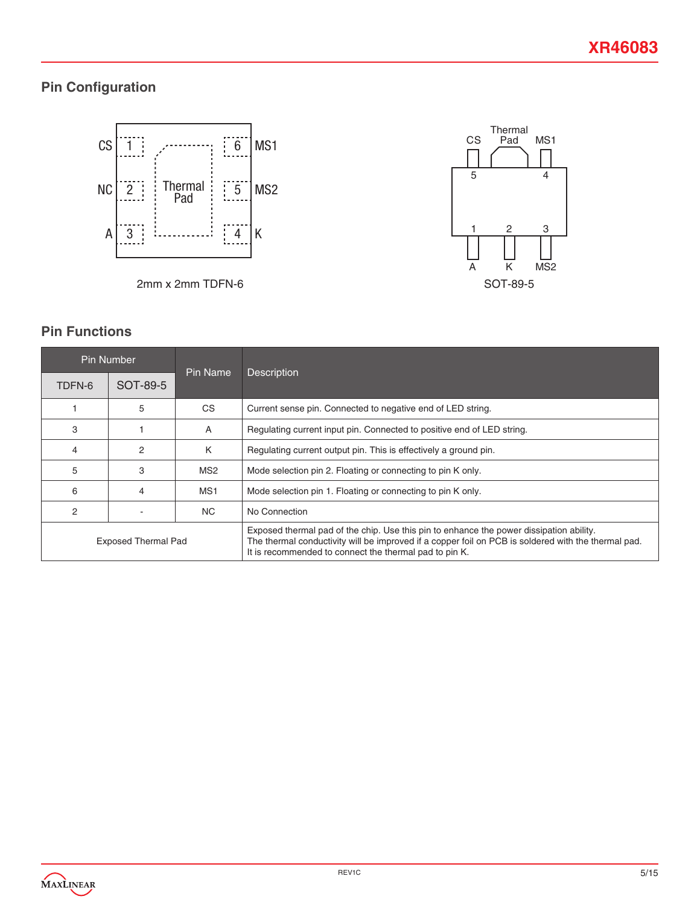## Pin Configuration

2mm x 2mm TDFN-6

SOT-89-5

## Pin Functions

| Pin Number | | Pin Name | Description |
|---|---|---|---|
| TDFN-6 | SOT-89-5 | | |
| 1 | 5 | CS | Current sense pin. Connected to negative end of LED string. |
| 3 | 1 | A | Regulating current input pin. Connected to positive end of LED string. |
| 4 | 2 | K | Regulating current output pin. This is effectively a ground pin. |
| 5 | 3 | MS2 | Mode selection pin 2. Floating or connecting to pin K only. |
| 6 | 4 | MS1 | Mode selection pin 1. Floating or connecting to pin K only. |
| 2 | - | NC | No Connection |
| Exposed Thermal Pad | | | Exposed thermal pad of the chip. Use this pin to enhance the power dissipation ability. The thermal conductivity will be improved if a copper foil on PCB is soldered with the thermal pad. It is recommended to connect the thermal pad to pin K. |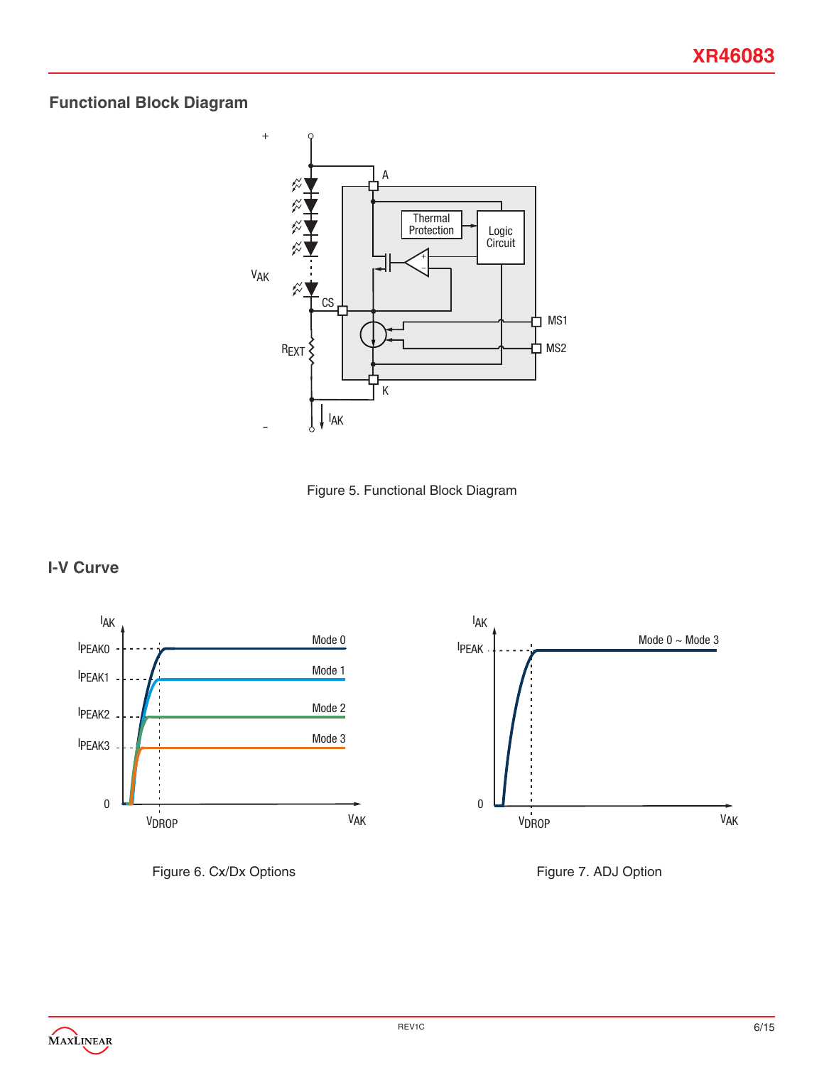## Functional Block Diagram

Figure 5. Functional Block Diagram

## I-V Curve

Figure 6. Cx/Dx Options

Figure 7. ADJ Option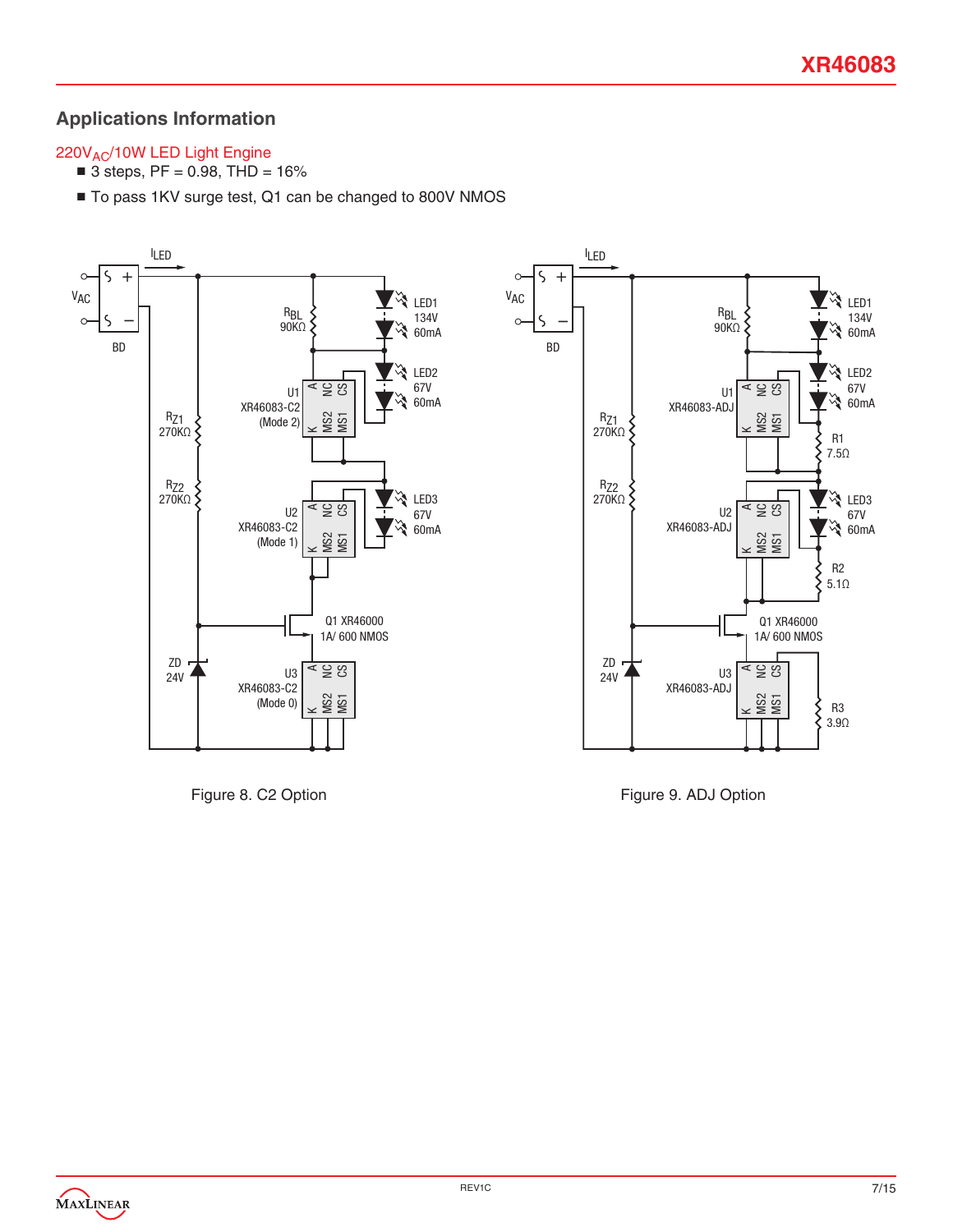## Applications Information

220$V_{AC}$/10W LED Light Engine

- 3 steps, PF = 0.98, THD = 16%
- To pass 1KV surge test, Q1 can be changed to 800V NMOS

Figure 8. C2 Option

Figure 9. ADJ Option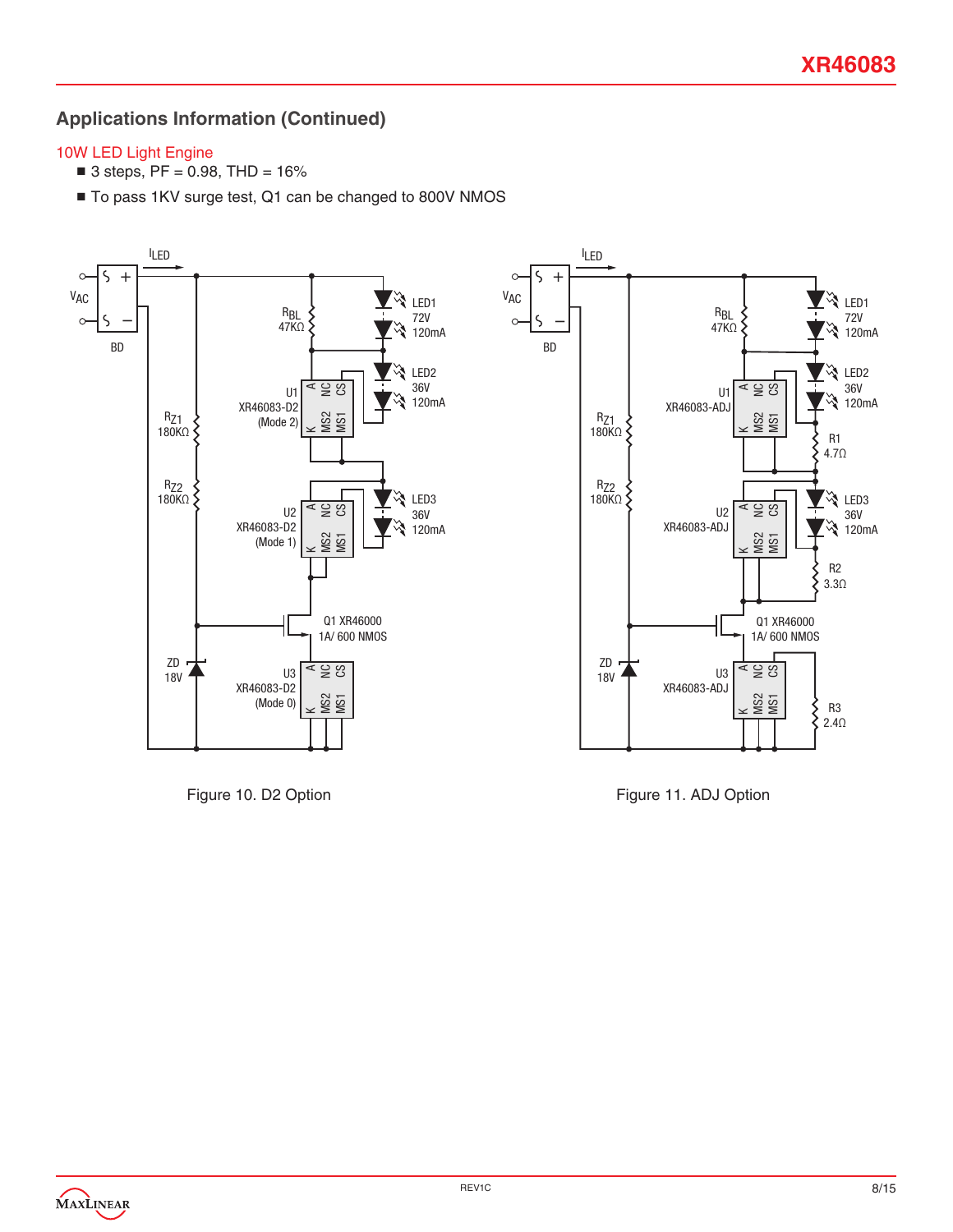## Applications Information (Continued)

### 10W LED Light Engine

- 3 steps, PF = 0.98, THD = 16%
- To pass 1KV surge test, Q1 can be changed to 800V NMOS

Figure 10. D2 Option

Figure 11. ADJ Option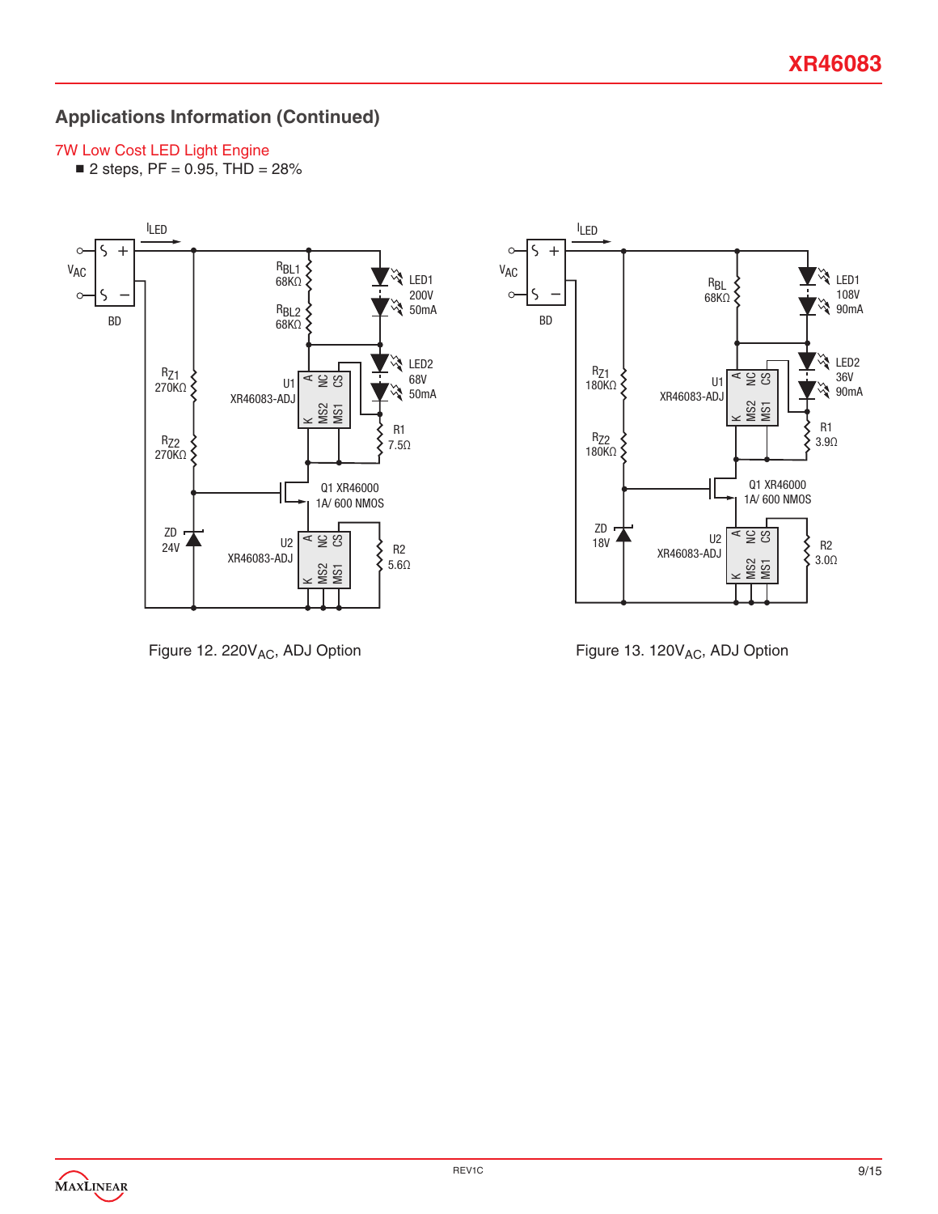## Applications Information (Continued)

### 7W Low Cost LED Light Engine

- 2 steps, PF = 0.95, THD = 28%

Figure 12. $220V_{AC}$, ADJ Option

Figure 13. $120V_{AC}$, ADJ Option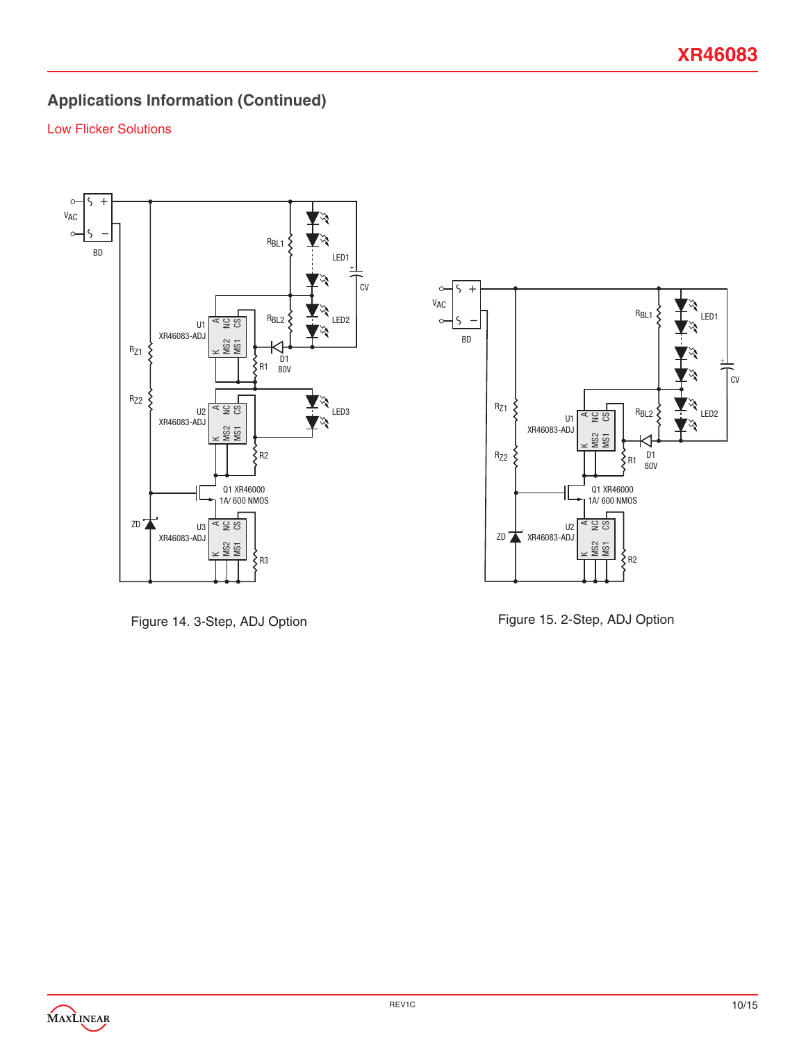## Applications Information (Continued)

### Low Flicker Solutions

Figure 14. 3-Step, ADJ Option

Figure 15. 2-Step, ADJ Option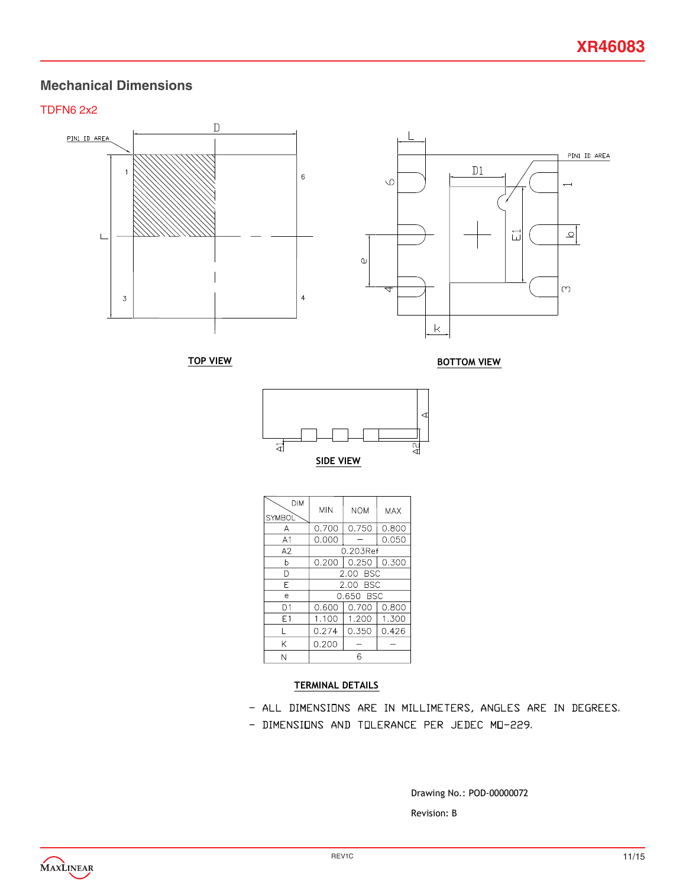## Mechanical Dimensions

### TDFN6 2x2

TOP VIEW

BOTTOM VIEW

SIDE VIEW

| SYMBOL \ DIM | MIN | NOM | MAX |
|---|---|---|---|
| A | 0.700 | 0.750 | 0.800 |
| A1 | 0.000 | – | 0.050 |
| A2 | 0.203Ref | | |
| b | 0.200 | 0.250 | 0.300 |
| D | 2.00 BSC | | |
| E | 2.00 BSC | | |
| e | 0.650 BSC | | |
| D1 | 0.600 | 0.700 | 0.800 |
| E1 | 1.100 | 1.200 | 1.300 |
| L | 0.274 | 0.350 | 0.426 |
| K | 0.200 | – | – |
| N | 6 | | |

**TERMINAL DETAILS**

- ALL DIMENSIONS ARE IN MILLIMETERS, ANGLES ARE IN DEGREES.
- DIMENSIONS AND TOLERANCE PER JEDEC MO-229.

Drawing No.: POD-00000072

Revision: B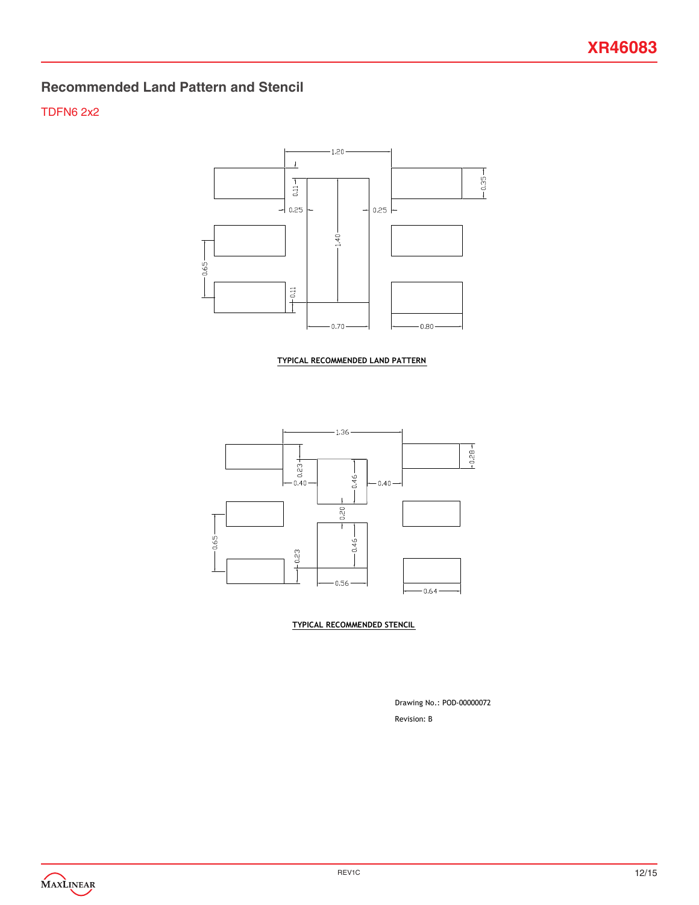## Recommended Land Pattern and Stencil

TDFN6 2x2

1.20

0.11

0.25

0.25

0.35

1.40

0.65

0.11

0.70

0.80

TYPICAL RECOMMENDED LAND PATTERN

1.36

0.23

0.40

0.46

0.40

0.28

0.20

0.65

0.46

0.23

0.56

0.64

TYPICAL RECOMMENDED STENCIL

Drawing No.: POD-00000072

Revision: B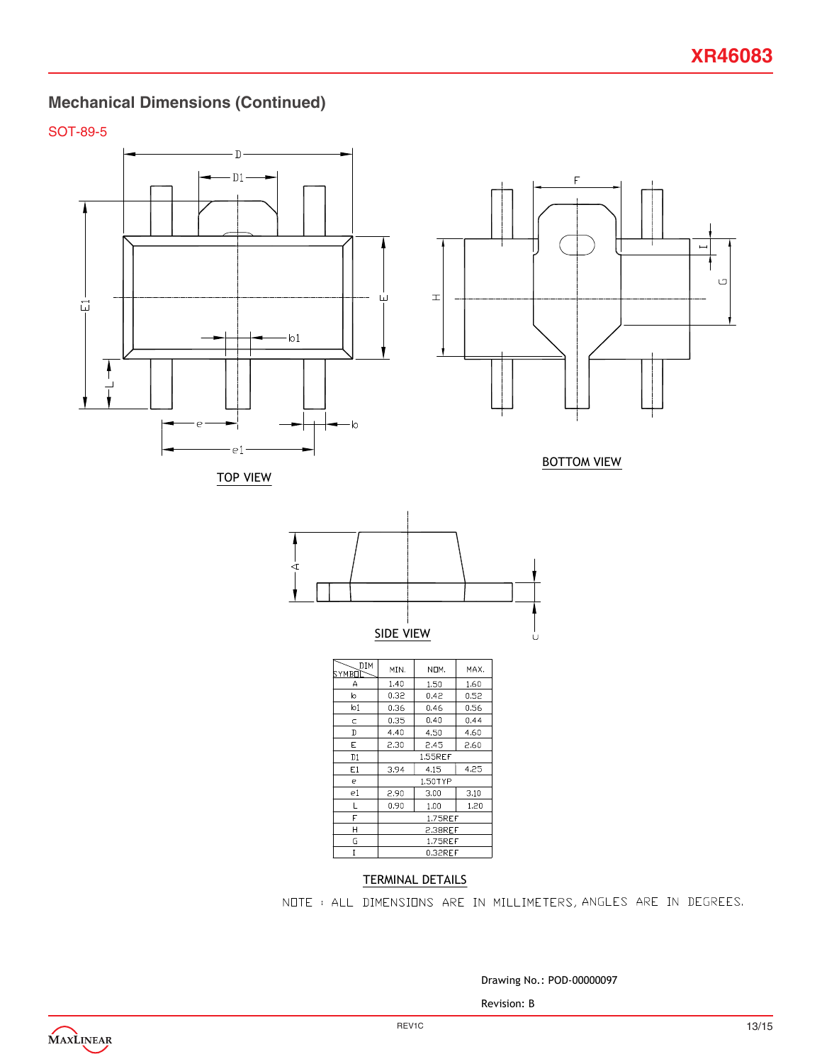## Mechanical Dimensions (Continued)

SOT-89-5

TOP VIEW

BOTTOM VIEW

SIDE VIEW

| SYMBOL \ DIM | MIN. | NOM. | MAX. |
|---|---|---|---|
| A | 1.40 | 1.50 | 1.60 |
| b | 0.32 | 0.42 | 0.52 |
| b1 | 0.36 | 0.46 | 0.56 |
| c | 0.35 | 0.40 | 0.44 |
| D | 4.40 | 4.50 | 4.60 |
| E | 2.30 | 2.45 | 2.60 |
| D1 | | 1.55REF | |
| E1 | 3.94 | 4.15 | 4.25 |
| e | | 1.50TYP | |
| e1 | 2.90 | 3.00 | 3.10 |
| L | 0.90 | 1.00 | 1.20 |
| F | | 1.75REF | |
| H | | 2.38REF | |
| G | | 1.75REF | |
| I | | 0.32REF | |

TERMINAL DETAILS

NOTE : ALL DIMENSIONS ARE IN MILLIMETERS, ANGLES ARE IN DEGREES.

Drawing No.: POD-00000097

Revision: B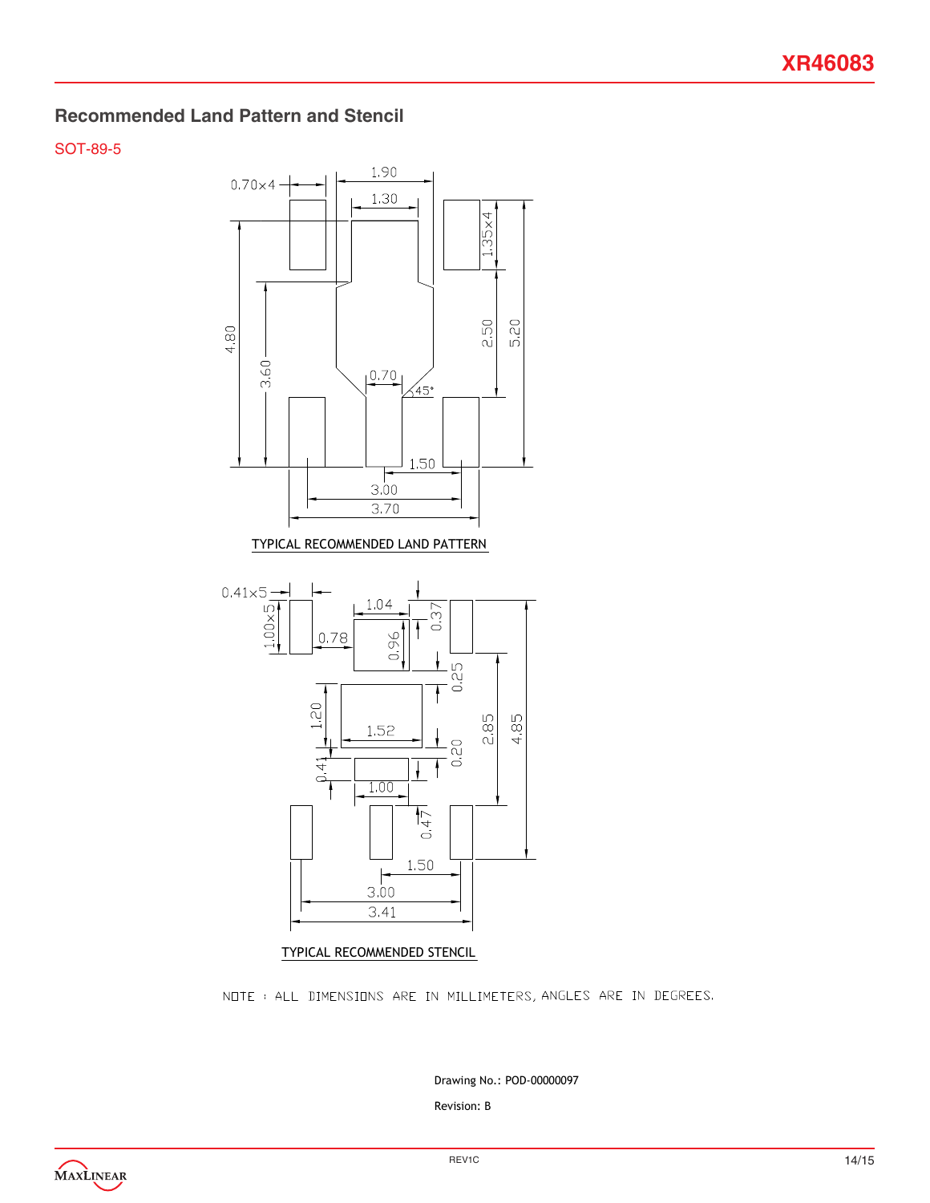## Recommended Land Pattern and Stencil

SOT-89-5

0.70×4
1.90
1.30
1.35×4
4.80
3.60
2.50
5.20
0.70
45°
1.50
3.00
3.70

TYPICAL RECOMMENDED LAND PATTERN

0.41×5
1.00×5
1.04
0.37
0.78
0.96
0.25
1.20
1.52
2.85
4.85
0.20
0.41
1.00
0.47
1.50
3.00
3.41

TYPICAL RECOMMENDED STENCIL

NOTE : ALL DIMENSIONS ARE IN MILLIMETERS, ANGLES ARE IN DEGREES.

Drawing No.: POD-00000097

Revision: B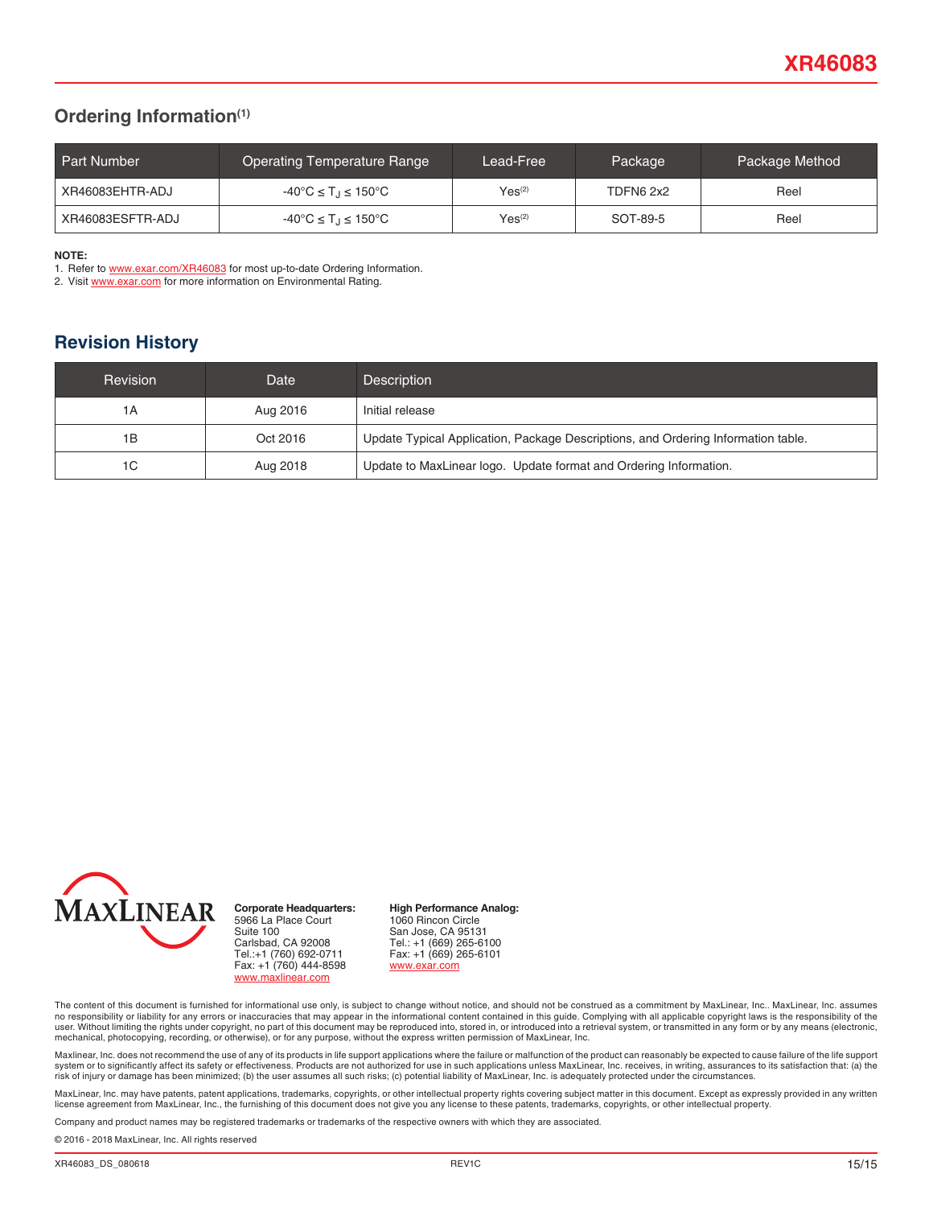## Ordering Information(1)

| Part Number | Operating Temperature Range | Lead-Free | Package | Package Method |
|---|---|---|---|---|
| XR46083EHTR-ADJ | -40°C ≤ $T_J$ ≤ 150°C | Yes(2) | TDFN6 2x2 | Reel |
| XR46083ESFTR-ADJ | -40°C ≤ $T_J$ ≤ 150°C | Yes(2) | SOT-89-5 | Reel |

**NOTE:**

1. Refer to www.exar.com/XR46083 for most up-to-date Ordering Information.
2. Visit www.exar.com for more information on Environmental Rating.

## Revision History

| Revision | Date | Description |
|---|---|---|
| 1A | Aug 2016 | Initial release |
| 1B | Oct 2016 | Update Typical Application, Package Descriptions, and Ordering Information table. |
| 1C | Aug 2018 | Update to MaxLinear logo. Update format and Ordering Information. |

MAXLINEAR

**Corporate Headquarters:**
5966 La Place Court
Suite 100
Carlsbad, CA 92008
Tel.:+1 (760) 692-0711
Fax: +1 (760) 444-8598
www.maxlinear.com

**High Performance Analog:**
1060 Rincon Circle
San Jose, CA 95131
Tel.: +1 (669) 265-6100
Fax: +1 (669) 265-6101
www.exar.com

The content of this document is furnished for informational use only, is subject to change without notice, and should not be construed as a commitment by MaxLinear, Inc.. MaxLinear, Inc. assumes no responsibility or liability for any errors or inaccuracies that may appear in the informational content contained in this guide. Complying with all applicable copyright laws is the responsibility of the user. Without limiting the rights under copyright, no part of this document may be reproduced into, stored in, or introduced into a retrieval system, or transmitted in any form or by any means (electronic, mechanical, photocopying, recording, or otherwise), or for any purpose, without the express written permission of MaxLinear, Inc.

Maxlinear, Inc. does not recommend the use of any of its products in life support applications where the failure or malfunction of the product can reasonably be expected to cause failure of the life support system or to significantly affect its safety or effectiveness. Products are not authorized for use in such applications unless MaxLinear, Inc. receives, in writing, assurances to its satisfaction that: (a) the risk of injury or damage has been minimized; (b) the user assumes all such risks; (c) potential liability of MaxLinear, Inc. is adequately protected under the circumstances.

MaxLinear, Inc. may have patents, patent applications, trademarks, copyrights, or other intellectual property rights covering subject matter in this document. Except as expressly provided in any written license agreement from MaxLinear, Inc., the furnishing of this document does not give you any license to these patents, trademarks, copyrights, or other intellectual property.

Company and product names may be registered trademarks or trademarks of the respective owners with which they are associated.

© 2016 - 2018 MaxLinear, Inc. All rights reserved

XR46083_DS_080618 REV1C